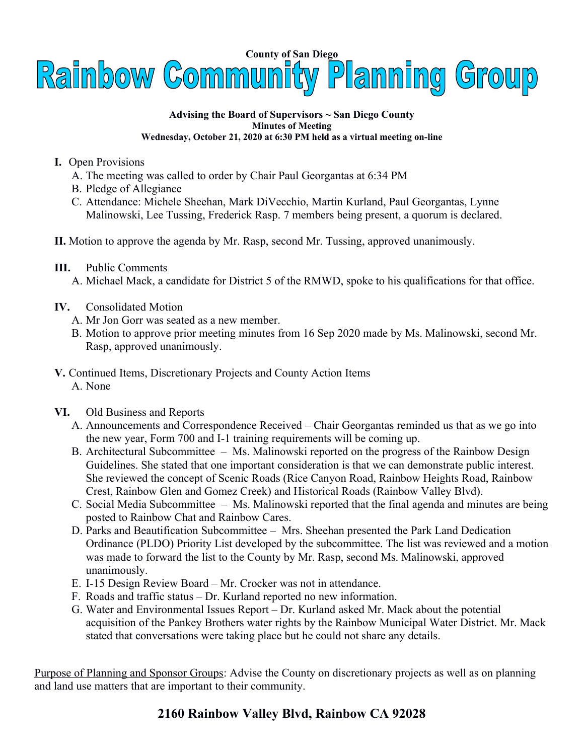County of San Diego

# Rainbow Community Planning Group

**Advising the Board of Supervisors ~ San Diego County**
**Minutes of Meeting**
**Wednesday, October 21, 2020 at 6:30 PM held as a virtual meeting on-line**

**I.** Open Provisions
   A. The meeting was called to order by Chair Paul Georgantas at 6:34 PM
   B. Pledge of Allegiance
   C. Attendance: Michele Sheehan, Mark DiVecchio, Martin Kurland, Paul Georgantas, Lynne Malinowski, Lee Tussing, Frederick Rasp. 7 members being present, a quorum is declared.

**II.** Motion to approve the agenda by Mr. Rasp, second Mr. Tussing, approved unanimously.

**III.** Public Comments
   A. Michael Mack, a candidate for District 5 of the RMWD, spoke to his qualifications for that office.

**IV.** Consolidated Motion
   A. Mr Jon Gorr was seated as a new member.
   B. Motion to approve prior meeting minutes from 16 Sep 2020 made by Ms. Malinowski, second Mr. Rasp, approved unanimously.

**V.** Continued Items, Discretionary Projects and County Action Items
   A. None

**VI.** Old Business and Reports
   A. Announcements and Correspondence Received – Chair Georgantas reminded us that as we go into the new year, Form 700 and I-1 training requirements will be coming up.
   B. Architectural Subcommittee – Ms. Malinowski reported on the progress of the Rainbow Design Guidelines. She stated that one important consideration is that we can demonstrate public interest. She reviewed the concept of Scenic Roads (Rice Canyon Road, Rainbow Heights Road, Rainbow Crest, Rainbow Glen and Gomez Creek) and Historical Roads (Rainbow Valley Blvd).
   C. Social Media Subcommittee – Ms. Malinowski reported that the final agenda and minutes are being posted to Rainbow Chat and Rainbow Cares.
   D. Parks and Beautification Subcommittee – Mrs. Sheehan presented the Park Land Dedication Ordinance (PLDO) Priority List developed by the subcommittee. The list was reviewed and a motion was made to forward the list to the County by Mr. Rasp, second Ms. Malinowski, approved unanimously.
   E. I-15 Design Review Board – Mr. Crocker was not in attendance.
   F. Roads and traffic status – Dr. Kurland reported no new information.
   G. Water and Environmental Issues Report – Dr. Kurland asked Mr. Mack about the potential acquisition of the Pankey Brothers water rights by the Rainbow Municipal Water District. Mr. Mack stated that conversations were taking place but he could not share any details.

Purpose of Planning and Sponsor Groups: Advise the County on discretionary projects as well as on planning and land use matters that are important to their community.

**2160 Rainbow Valley Blvd, Rainbow CA 92028**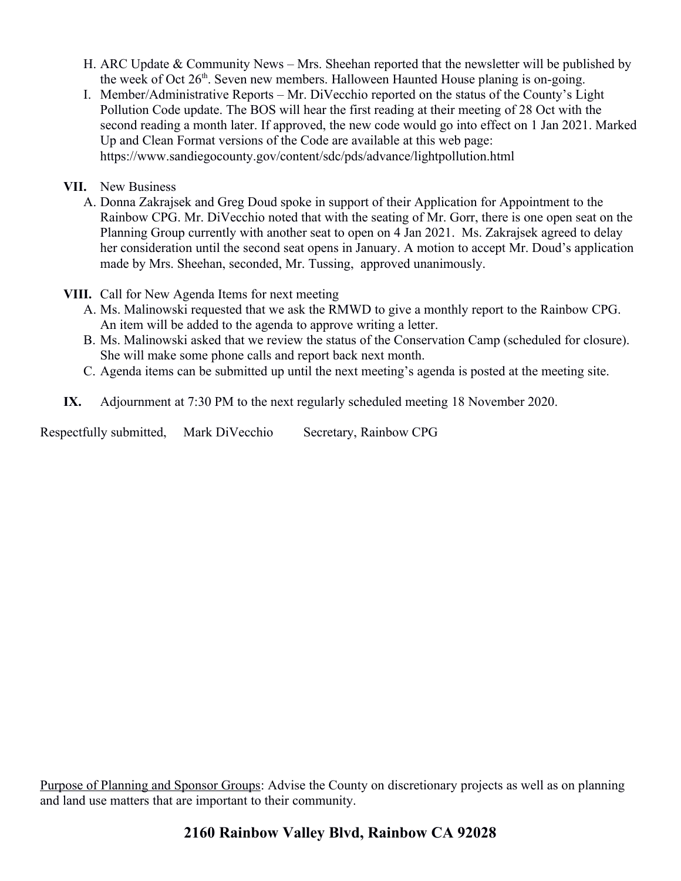H. ARC Update & Community News – Mrs. Sheehan reported that the newsletter will be published by the week of Oct 26th. Seven new members. Halloween Haunted House planing is on-going.

I. Member/Administrative Reports – Mr. DiVecchio reported on the status of the County's Light Pollution Code update. The BOS will hear the first reading at their meeting of 28 Oct with the second reading a month later. If approved, the new code would go into effect on 1 Jan 2021. Marked Up and Clean Format versions of the Code are available at this web page: https://www.sandiegocounty.gov/content/sdc/pds/advance/lightpollution.html

**VII.** New Business

A. Donna Zakrajsek and Greg Doud spoke in support of their Application for Appointment to the Rainbow CPG. Mr. DiVecchio noted that with the seating of Mr. Gorr, there is one open seat on the Planning Group currently with another seat to open on 4 Jan 2021. Ms. Zakrajsek agreed to delay her consideration until the second seat opens in January. A motion to accept Mr. Doud's application made by Mrs. Sheehan, seconded, Mr. Tussing, approved unanimously.

**VIII.** Call for New Agenda Items for next meeting

A. Ms. Malinowski requested that we ask the RMWD to give a monthly report to the Rainbow CPG. An item will be added to the agenda to approve writing a letter.

B. Ms. Malinowski asked that we review the status of the Conservation Camp (scheduled for closure). She will make some phone calls and report back next month.

C. Agenda items can be submitted up until the next meeting's agenda is posted at the meeting site.

**IX.** Adjournment at 7:30 PM to the next regularly scheduled meeting 18 November 2020.

Respectfully submitted, Mark DiVecchio Secretary, Rainbow CPG

Purpose of Planning and Sponsor Groups: Advise the County on discretionary projects as well as on planning and land use matters that are important to their community.

**2160 Rainbow Valley Blvd, Rainbow CA 92028**